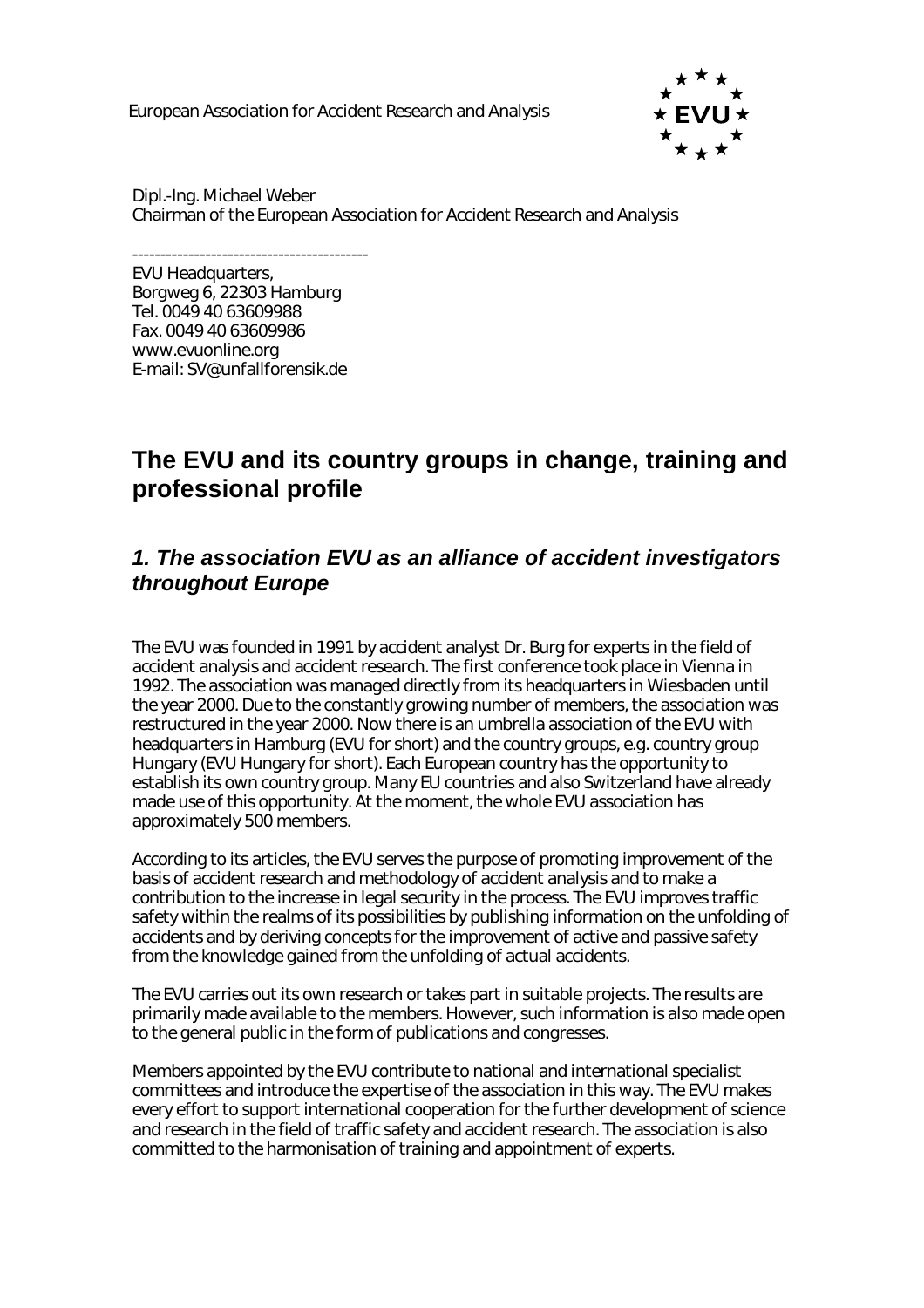European Association for Accident Research and Analysis

Dipl.-Ing. Michael Weber
Chairman of the European Association for Accident Research and Analysis

------------------------------------------
EVU Headquarters,
Borgweg 6, 22303 Hamburg
Tel. 0049 40 63609988
Fax. 0049 40 63609986
www.evuonline.org
E-mail: SV@unfallforensik.de

# The EVU and its country groups in change, training and professional profile

## *1. The association EVU as an alliance of accident investigators throughout Europe*

The EVU was founded in 1991 by accident analyst Dr. Burg for experts in the field of accident analysis and accident research. The first conference took place in Vienna in 1992. The association was managed directly from its headquarters in Wiesbaden until the year 2000. Due to the constantly growing number of members, the association was restructured in the year 2000. Now there is an umbrella association of the EVU with headquarters in Hamburg (EVU for short) and the country groups, e.g. country group Hungary (EVU Hungary for short). Each European country has the opportunity to establish its own country group. Many EU countries and also Switzerland have already made use of this opportunity. At the moment, the whole EVU association has approximately 500 members.

According to its articles, the EVU serves the purpose of promoting improvement of the basis of accident research and methodology of accident analysis and to make a contribution to the increase in legal security in the process. The EVU improves traffic safety within the realms of its possibilities by publishing information on the unfolding of accidents and by deriving concepts for the improvement of active and passive safety from the knowledge gained from the unfolding of actual accidents.

The EVU carries out its own research or takes part in suitable projects. The results are primarily made available to the members. However, such information is also made open to the general public in the form of publications and congresses.

Members appointed by the EVU contribute to national and international specialist committees and introduce the expertise of the association in this way. The EVU makes every effort to support international cooperation for the further development of science and research in the field of traffic safety and accident research. The association is also committed to the harmonisation of training and appointment of experts.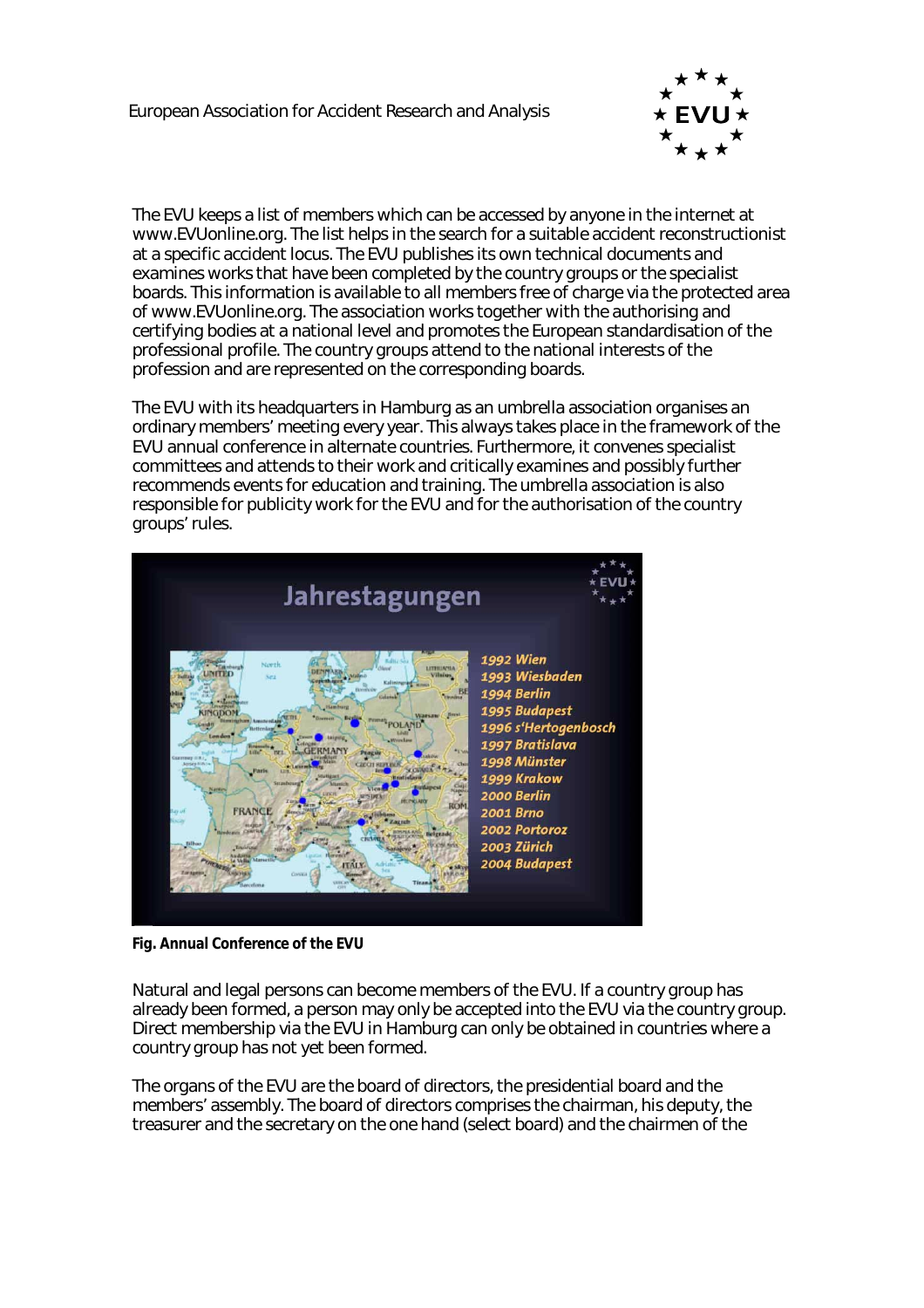The EVU keeps a list of members which can be accessed by anyone in the internet at www.EVUonline.org. The list helps in the search for a suitable accident reconstructionist at a specific accident locus. The EVU publishes its own technical documents and examines works that have been completed by the country groups or the specialist boards. This information is available to all members free of charge via the protected area of www.EVUonline.org. The association works together with the authorising and certifying bodies at a national level and promotes the European standardisation of the professional profile. The country groups attend to the national interests of the profession and are represented on the corresponding boards.

The EVU with its headquarters in Hamburg as an umbrella association organises an ordinary members' meeting every year. This always takes place in the framework of the EVU annual conference in alternate countries. Furthermore, it convenes specialist committees and attends to their work and critically examines and possibly further recommends events for education and training. The umbrella association is also responsible for publicity work for the EVU and for the authorisation of the country groups' rules.

**Fig. Annual Conference of the EVU**

Natural and legal persons can become members of the EVU. If a country group has already been formed, a person may only be accepted into the EVU via the country group. Direct membership via the EVU in Hamburg can only be obtained in countries where a country group has not yet been formed.

The organs of the EVU are the board of directors, the presidential board and the members' assembly. The board of directors comprises the chairman, his deputy, the treasurer and the secretary on the one hand (select board) and the chairmen of the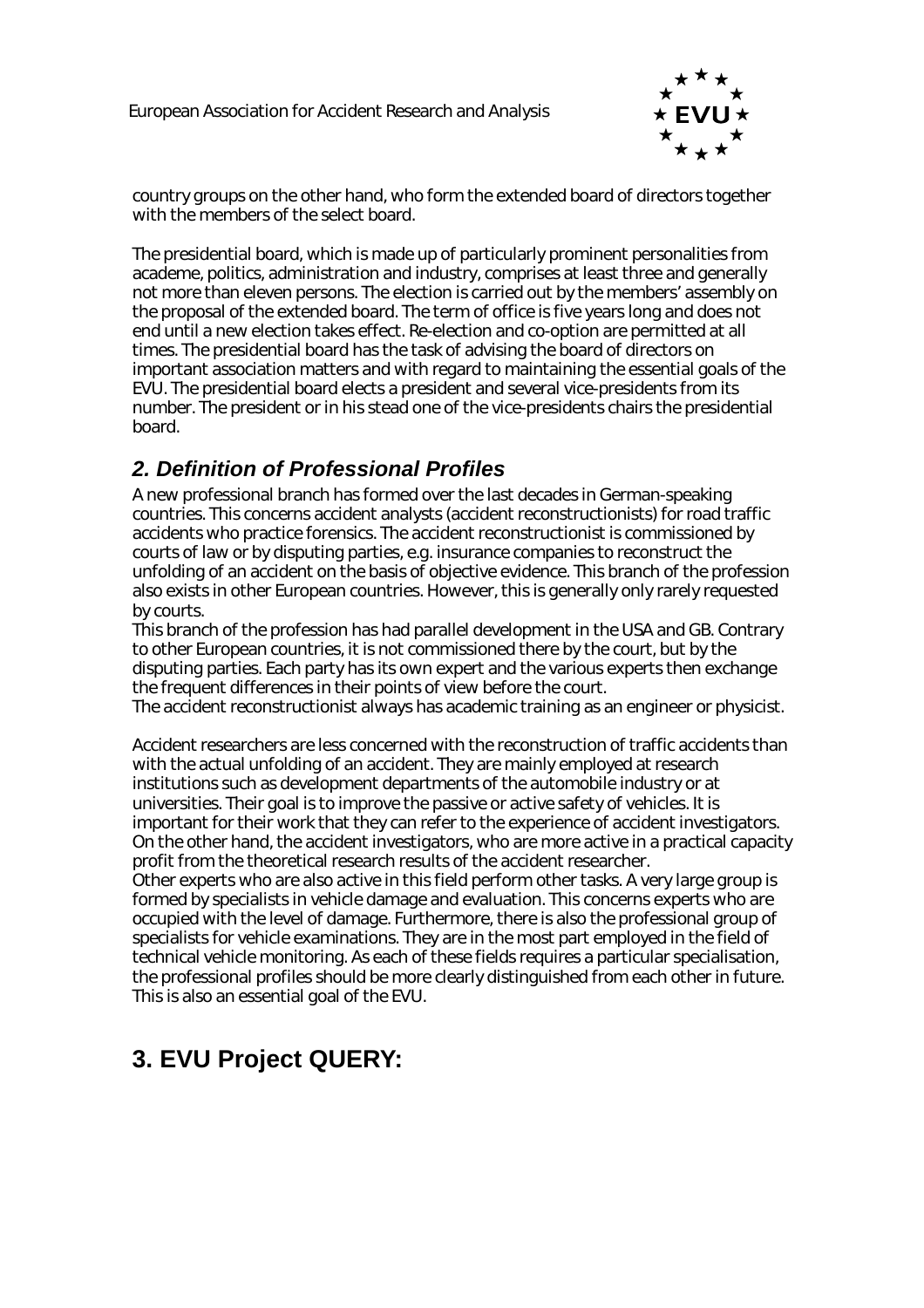country groups on the other hand, who form the extended board of directors together with the members of the select board.

The presidential board, which is made up of particularly prominent personalities from academe, politics, administration and industry, comprises at least three and generally not more than eleven persons. The election is carried out by the members' assembly on the proposal of the extended board. The term of office is five years long and does not end until a new election takes effect. Re-election and co-option are permitted at all times. The presidential board has the task of advising the board of directors on important association matters and with regard to maintaining the essential goals of the EVU. The presidential board elects a president and several vice-presidents from its number. The president or in his stead one of the vice-presidents chairs the presidential board.

## *2. Definition of Professional Profiles*

A new professional branch has formed over the last decades in German-speaking countries. This concerns accident analysts (accident reconstructionists) for road traffic accidents who practice forensics. The accident reconstructionist is commissioned by courts of law or by disputing parties, e.g. insurance companies to reconstruct the unfolding of an accident on the basis of objective evidence. This branch of the profession also exists in other European countries. However, this is generally only rarely requested by courts.
This branch of the profession has had parallel development in the USA and GB. Contrary to other European countries, it is not commissioned there by the court, but by the disputing parties. Each party has its own expert and the various experts then exchange the frequent differences in their points of view before the court.
The accident reconstructionist always has academic training as an engineer or physicist.

Accident researchers are less concerned with the reconstruction of traffic accidents than with the actual unfolding of an accident. They are mainly employed at research institutions such as development departments of the automobile industry or at universities. Their goal is to improve the passive or active safety of vehicles. It is important for their work that they can refer to the experience of accident investigators. On the other hand, the accident investigators, who are more active in a practical capacity profit from the theoretical research results of the accident researcher.
Other experts who are also active in this field perform other tasks. A very large group is formed by specialists in vehicle damage and evaluation. This concerns experts who are occupied with the level of damage. Furthermore, there is also the professional group of specialists for vehicle examinations. They are in the most part employed in the field of technical vehicle monitoring. As each of these fields requires a particular specialisation, the professional profiles should be more clearly distinguished from each other in future. This is also an essential goal of the EVU.

# 3. EVU Project QUERY: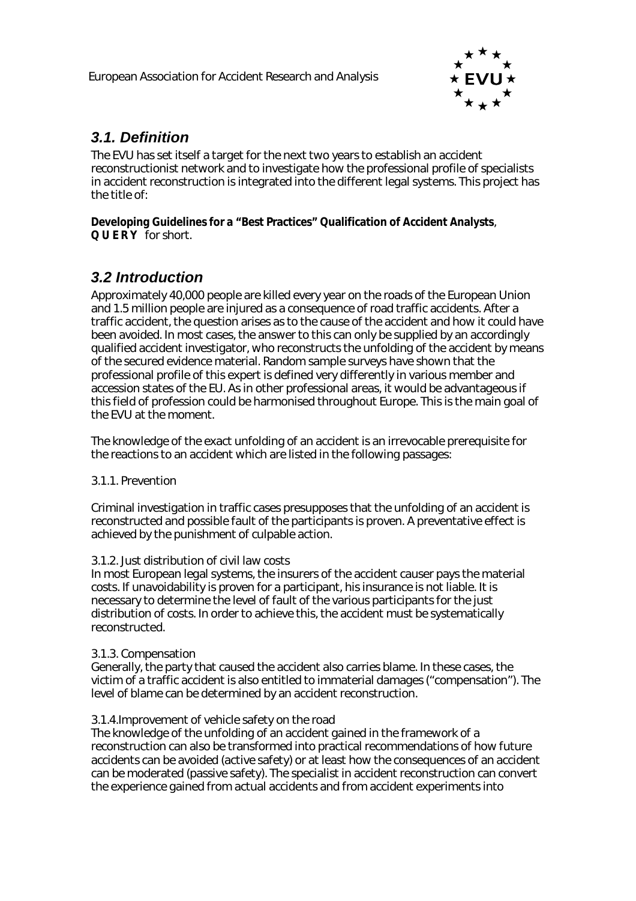## *3.1. Definition*

The EVU has set itself a target for the next two years to establish an accident reconstructionist network and to investigate how the professional profile of specialists in accident reconstruction is integrated into the different legal systems. This project has the title of:

**Developing Guidelines for a "Best Practices" Qualification of Accident Analysts**, **Q U E R Y** for short.

## *3.2 Introduction*

Approximately 40,000 people are killed every year on the roads of the European Union and 1.5 million people are injured as a consequence of road traffic accidents. After a traffic accident, the question arises as to the cause of the accident and how it could have been avoided. In most cases, the answer to this can only be supplied by an accordingly qualified accident investigator, who reconstructs the unfolding of the accident by means of the secured evidence material. Random sample surveys have shown that the professional profile of this expert is defined very differently in various member and accession states of the EU. As in other professional areas, it would be advantageous if this field of profession could be harmonised throughout Europe. This is the main goal of the EVU at the moment.

The knowledge of the exact unfolding of an accident is an irrevocable prerequisite for the reactions to an accident which are listed in the following passages:

3.1.1. Prevention

Criminal investigation in traffic cases presupposes that the unfolding of an accident is reconstructed and possible fault of the participants is proven. A preventative effect is achieved by the punishment of culpable action.

3.1.2. Just distribution of civil law costs

In most European legal systems, the insurers of the accident causer pays the material costs. If unavoidability is proven for a participant, his insurance is not liable. It is necessary to determine the level of fault of the various participants for the just distribution of costs. In order to achieve this, the accident must be systematically reconstructed.

3.1.3. Compensation

Generally, the party that caused the accident also carries blame. In these cases, the victim of a traffic accident is also entitled to immaterial damages ("compensation"). The level of blame can be determined by an accident reconstruction.

3.1.4.Improvement of vehicle safety on the road

The knowledge of the unfolding of an accident gained in the framework of a reconstruction can also be transformed into practical recommendations of how future accidents can be avoided (active safety) or at least how the consequences of an accident can be moderated (passive safety). The specialist in accident reconstruction can convert the experience gained from actual accidents and from accident experiments into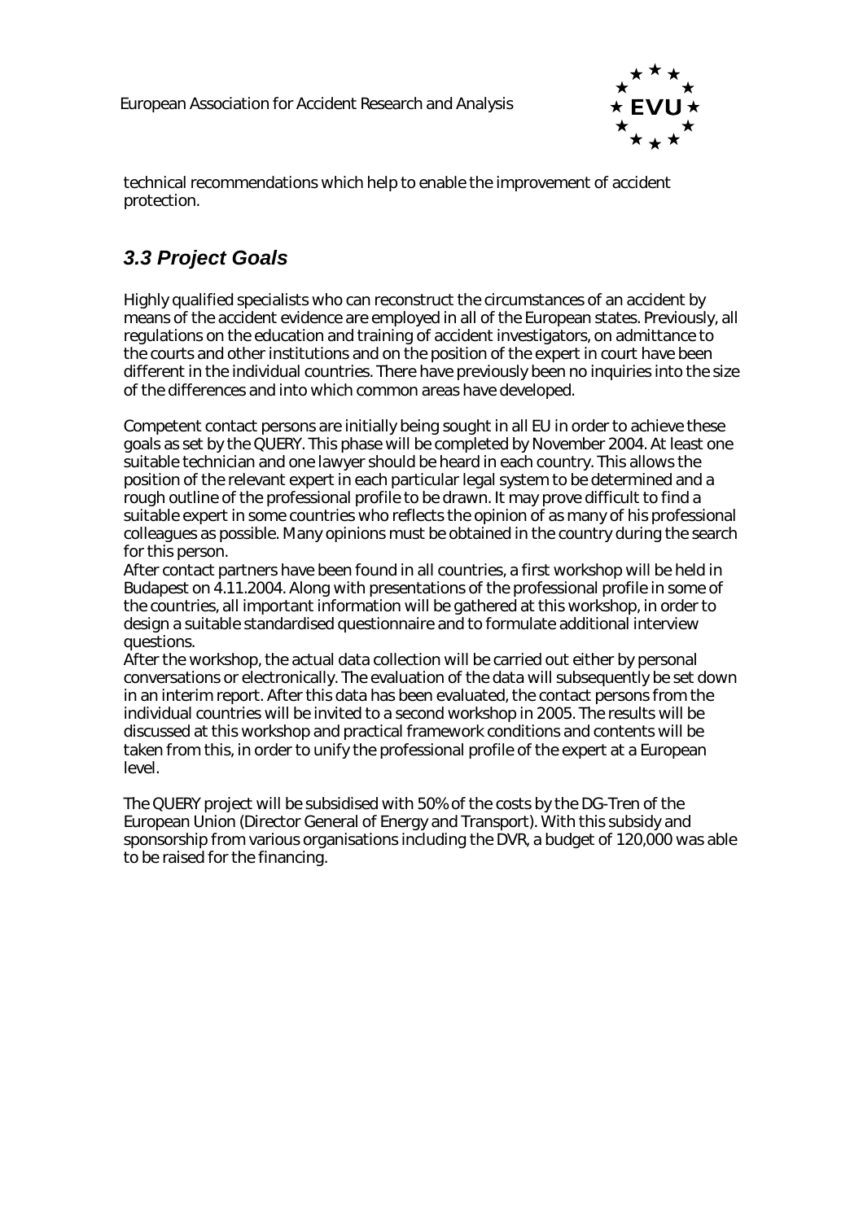technical recommendations which help to enable the improvement of accident protection.

## *3.3 Project Goals*

Highly qualified specialists who can reconstruct the circumstances of an accident by means of the accident evidence are employed in all of the European states. Previously, all regulations on the education and training of accident investigators, on admittance to the courts and other institutions and on the position of the expert in court have been different in the individual countries. There have previously been no inquiries into the size of the differences and into which common areas have developed.

Competent contact persons are initially being sought in all EU in order to achieve these goals as set by the QUERY. This phase will be completed by November 2004. At least one suitable technician and one lawyer should be heard in each country. This allows the position of the relevant expert in each particular legal system to be determined and a rough outline of the professional profile to be drawn. It may prove difficult to find a suitable expert in some countries who reflects the opinion of as many of his professional colleagues as possible. Many opinions must be obtained in the country during the search for this person.
After contact partners have been found in all countries, a first workshop will be held in Budapest on 4.11.2004. Along with presentations of the professional profile in some of the countries, all important information will be gathered at this workshop, in order to design a suitable standardised questionnaire and to formulate additional interview questions.
After the workshop, the actual data collection will be carried out either by personal conversations or electronically. The evaluation of the data will subsequently be set down in an interim report. After this data has been evaluated, the contact persons from the individual countries will be invited to a second workshop in 2005. The results will be discussed at this workshop and practical framework conditions and contents will be taken from this, in order to unify the professional profile of the expert at a European level.

The QUERY project will be subsidised with 50% of the costs by the DG-Tren of the European Union (Director General of Energy and Transport). With this subsidy and sponsorship from various organisations including the DVR, a budget of 120,000 was able to be raised for the financing.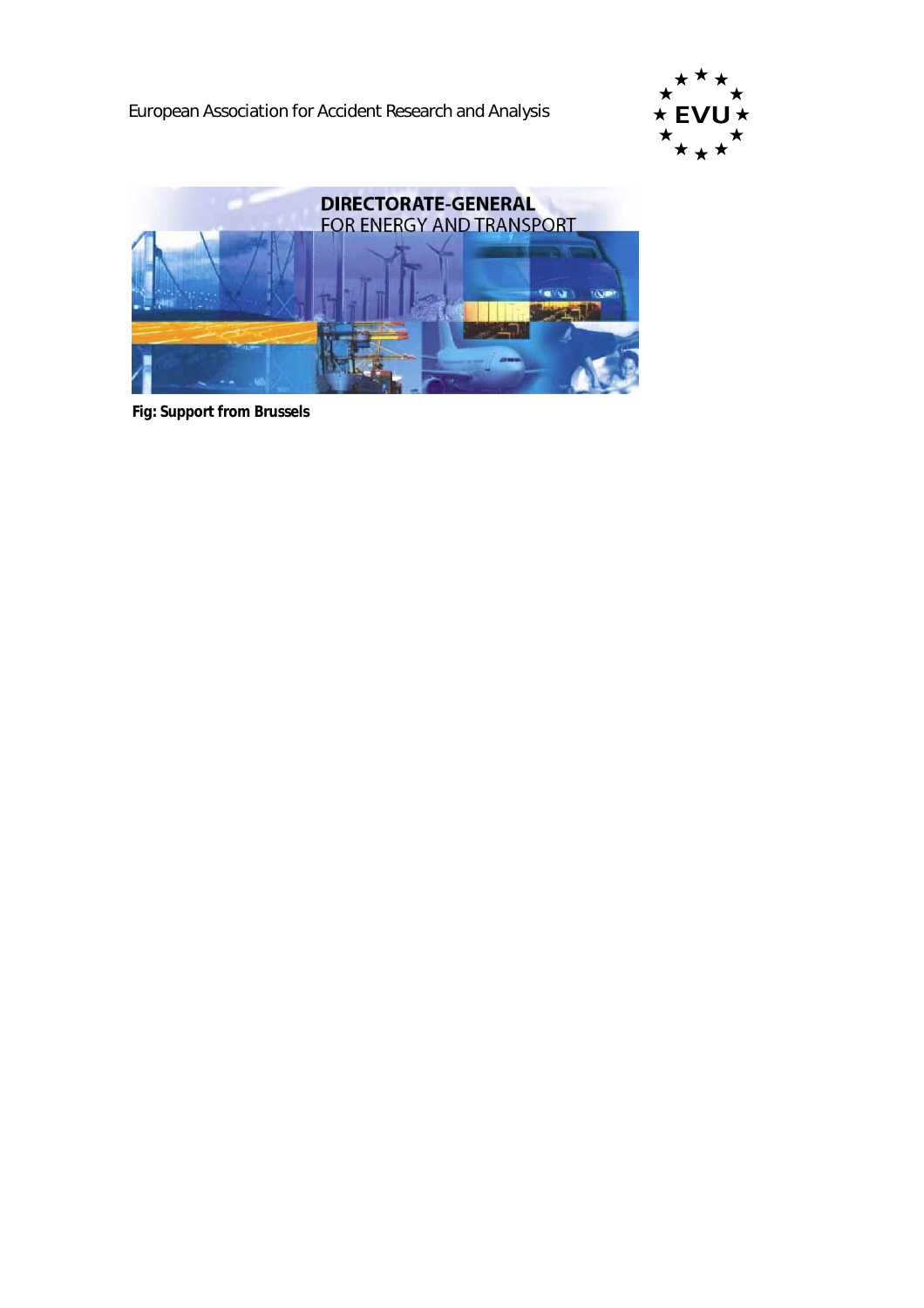Fig: Support from Brussels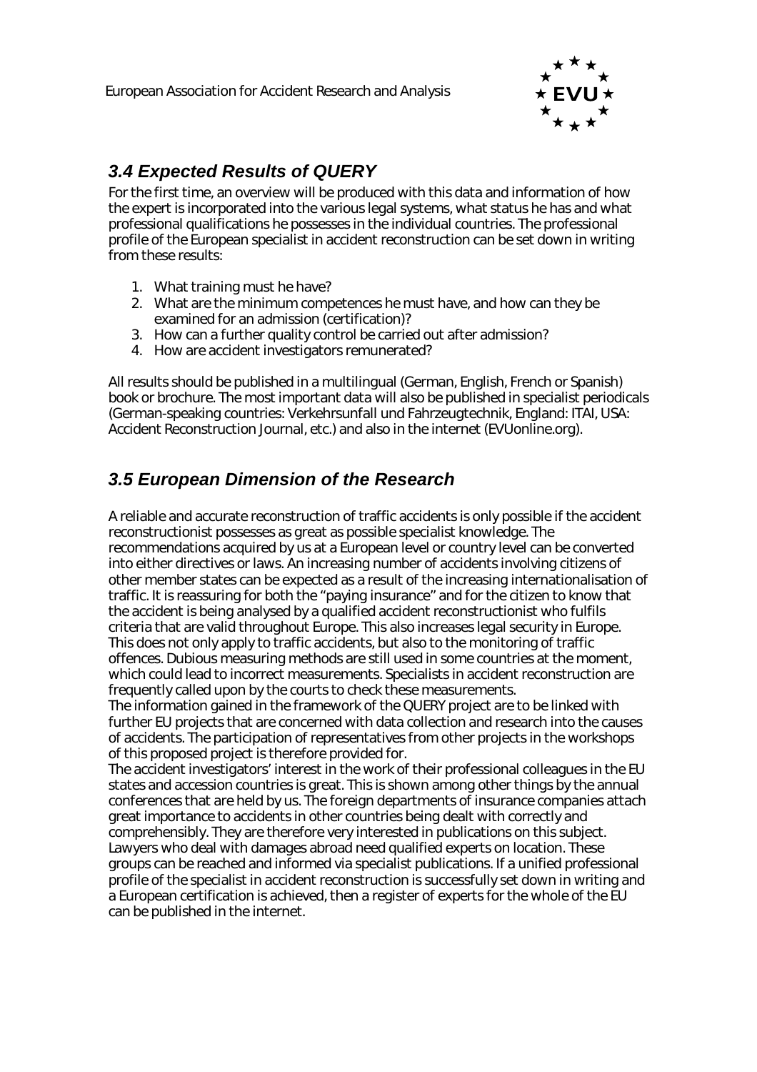## *3.4 Expected Results of QUERY*

For the first time, an overview will be produced with this data and information of how the expert is incorporated into the various legal systems, what status he has and what professional qualifications he possesses in the individual countries. The professional profile of the European specialist in accident reconstruction can be set down in writing from these results:

1. What training must he have?
2. What are the minimum competences he must have, and how can they be examined for an admission (certification)?
3. How can a further quality control be carried out after admission?
4. How are accident investigators remunerated?

All results should be published in a multilingual (German, English, French or Spanish) book or brochure. The most important data will also be published in specialist periodicals (German-speaking countries: Verkehrsunfall und Fahrzeugtechnik, England: ITAI, USA: Accident Reconstruction Journal, etc.) and also in the internet (EVUonline.org).

## *3.5 European Dimension of the Research*

A reliable and accurate reconstruction of traffic accidents is only possible if the accident reconstructionist possesses as great as possible specialist knowledge. The recommendations acquired by us at a European level or country level can be converted into either directives or laws. An increasing number of accidents involving citizens of other member states can be expected as a result of the increasing internationalisation of traffic. It is reassuring for both the "paying insurance" and for the citizen to know that the accident is being analysed by a qualified accident reconstructionist who fulfils criteria that are valid throughout Europe. This also increases legal security in Europe. This does not only apply to traffic accidents, but also to the monitoring of traffic offences. Dubious measuring methods are still used in some countries at the moment, which could lead to incorrect measurements. Specialists in accident reconstruction are frequently called upon by the courts to check these measurements.
The information gained in the framework of the QUERY project are to be linked with further EU projects that are concerned with data collection and research into the causes of accidents. The participation of representatives from other projects in the workshops of this proposed project is therefore provided for.
The accident investigators' interest in the work of their professional colleagues in the EU states and accession countries is great. This is shown among other things by the annual conferences that are held by us. The foreign departments of insurance companies attach great importance to accidents in other countries being dealt with correctly and comprehensibly. They are therefore very interested in publications on this subject. Lawyers who deal with damages abroad need qualified experts on location. These groups can be reached and informed via specialist publications. If a unified professional profile of the specialist in accident reconstruction is successfully set down in writing and a European certification is achieved, then a register of experts for the whole of the EU can be published in the internet.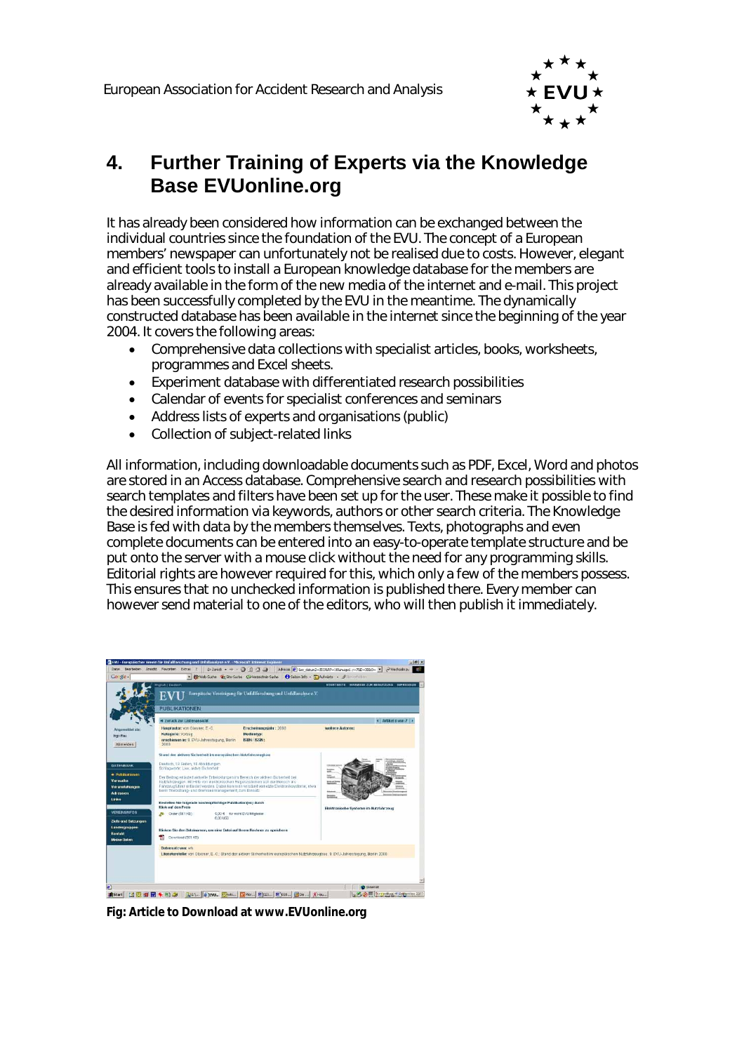# 4. Further Training of Experts via the Knowledge Base EVUonline.org

It has already been considered how information can be exchanged between the individual countries since the foundation of the EVU. The concept of a European members' newspaper can unfortunately not be realised due to costs. However, elegant and efficient tools to install a European knowledge database for the members are already available in the form of the new media of the internet and e-mail. This project has been successfully completed by the EVU in the meantime. The dynamically constructed database has been available in the internet since the beginning of the year 2004. It covers the following areas:

- Comprehensive data collections with specialist articles, books, worksheets, programmes and Excel sheets.
- Experiment database with differentiated research possibilities
- Calendar of events for specialist conferences and seminars
- Address lists of experts and organisations (public)
- Collection of subject-related links

All information, including downloadable documents such as PDF, Excel, Word and photos are stored in an Access database. Comprehensive search and research possibilities with search templates and filters have been set up for the user. These make it possible to find the desired information via keywords, authors or other search criteria. The Knowledge Base is fed with data by the members themselves. Texts, photographs and even complete documents can be entered into an easy-to-operate template structure and be put onto the server with a mouse click without the need for any programming skills. Editorial rights are however required for this, which only a few of the members possess. This ensures that no unchecked information is published there. Every member can however send material to one of the editors, who will then publish it immediately.

**Fig: Article to Download at www.EVUonline.org**